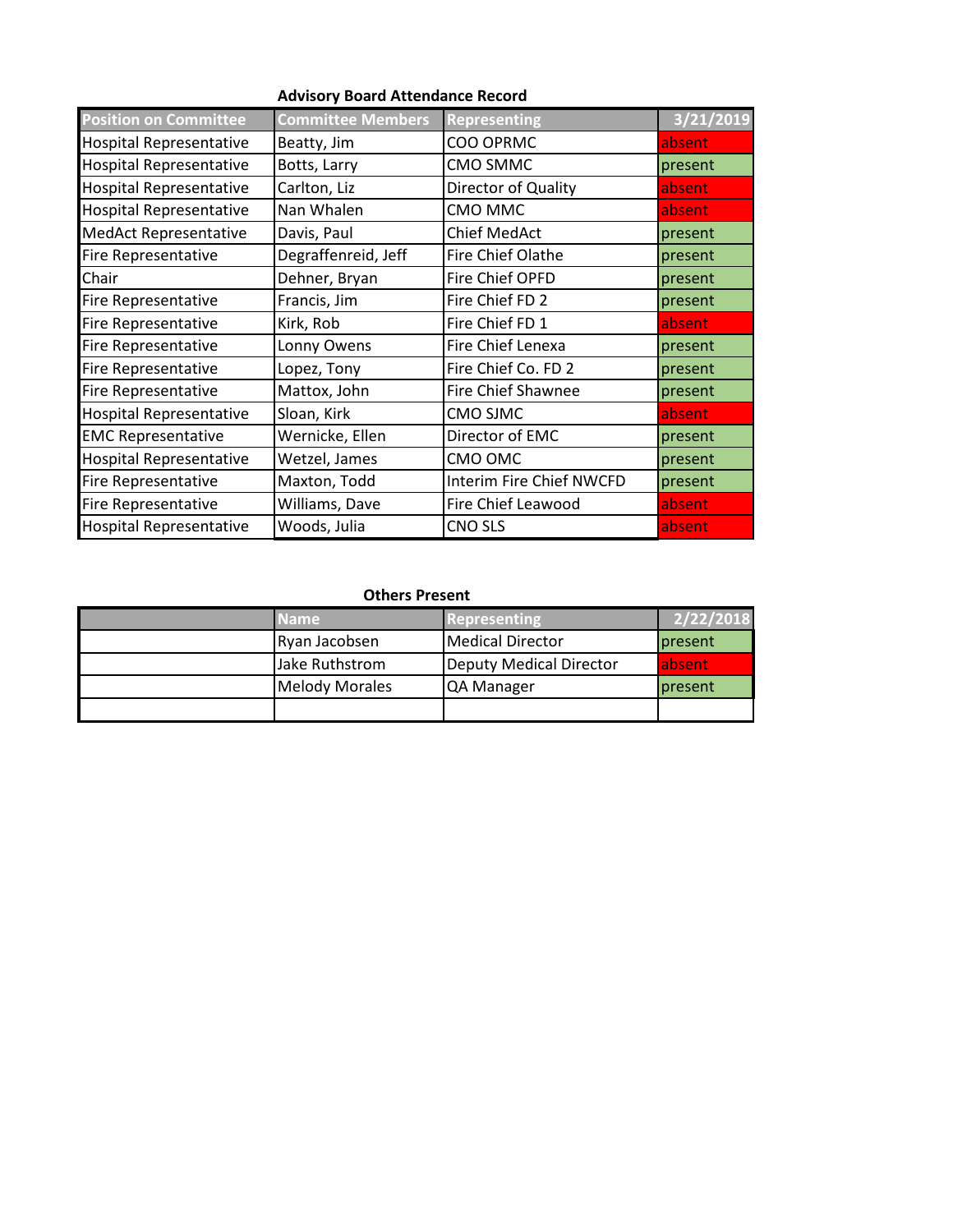**Advisory Board Attendance Record**

| Position on Committee | Committee Members | Representing | 3/21/2019 |
|---|---|---|---|
| Hospital Representative | Beatty, Jim | COO OPRMC | absent |
| Hospital Representative | Botts, Larry | CMO SMMC | present |
| Hospital Representative | Carlton, Liz | Director of Quality | absent |
| Hospital Representative | Nan Whalen | CMO MMC | absent |
| MedAct Representative | Davis, Paul | Chief MedAct | present |
| Fire Representative | Degraffenreid, Jeff | Fire Chief Olathe | present |
| Chair | Dehner, Bryan | Fire Chief OPFD | present |
| Fire Representative | Francis, Jim | Fire Chief FD 2 | present |
| Fire Representative | Kirk, Rob | Fire Chief FD 1 | absent |
| Fire Representative | Lonny Owens | Fire Chief Lenexa | present |
| Fire Representative | Lopez, Tony | Fire Chief Co. FD 2 | present |
| Fire Representative | Mattox, John | Fire Chief Shawnee | present |
| Hospital Representative | Sloan, Kirk | CMO SJMC | absent |
| EMC Representative | Wernicke, Ellen | Director of EMC | present |
| Hospital Representative | Wetzel, James | CMO OMC | present |
| Fire Representative | Maxton, Todd | Interim Fire Chief NWCFD | present |
| Fire Representative | Williams, Dave | Fire Chief Leawood | absent |
| Hospital Representative | Woods, Julia | CNO SLS | absent |

**Others Present**

| | Name | Representing | 2/22/2018 |
|---|---|---|---|
| | Ryan Jacobsen | Medical Director | present |
| | Jake Ruthstrom | Deputy Medical Director | absent |
| | Melody Morales | QA Manager | present |
| | | | |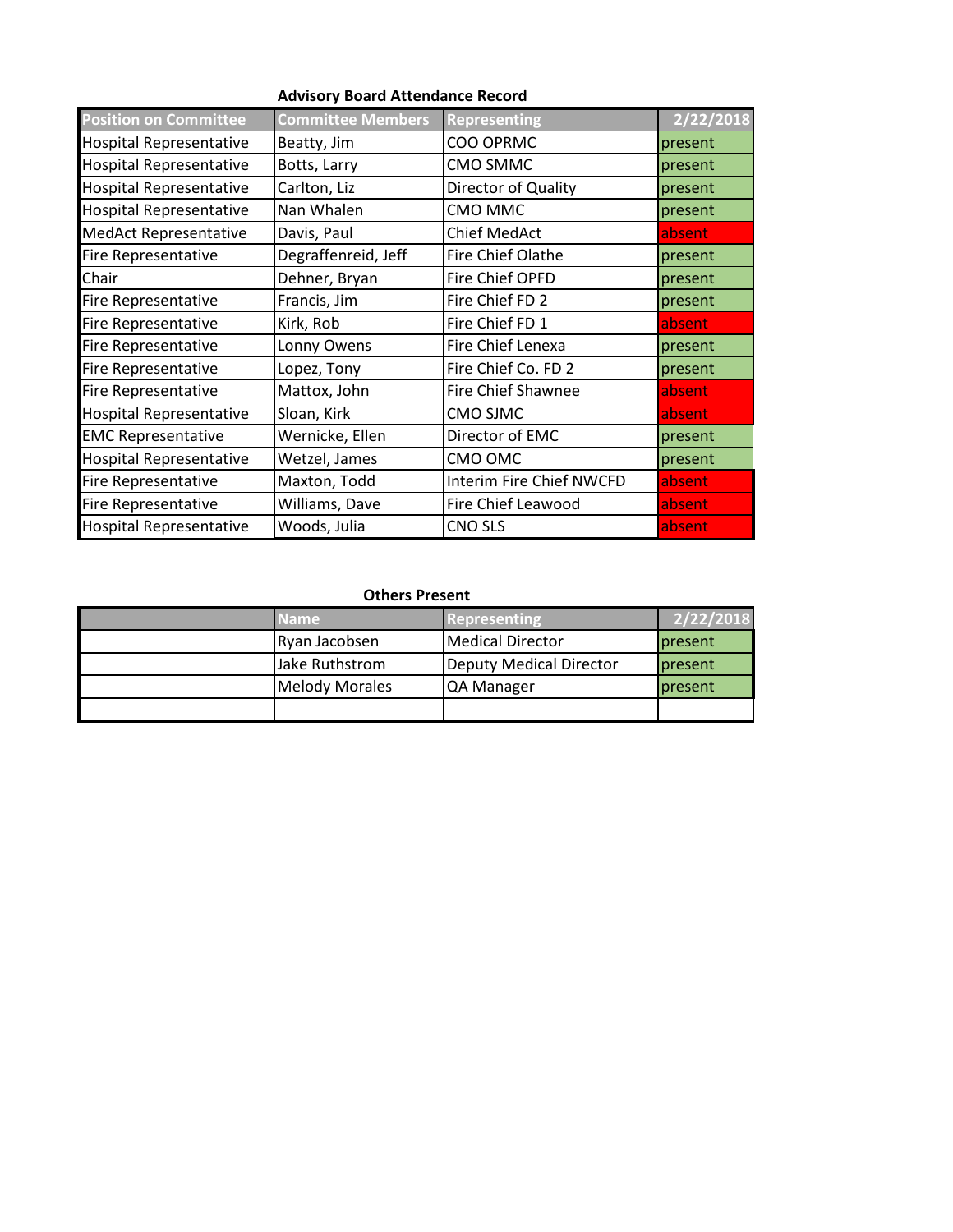**Advisory Board Attendance Record**

| Position on Committee | Committee Members | Representing | 2/22/2018 |
|---|---|---|---|
| Hospital Representative | Beatty, Jim | COO OPRMC | present |
| Hospital Representative | Botts, Larry | CMO SMMC | present |
| Hospital Representative | Carlton, Liz | Director of Quality | present |
| Hospital Representative | Nan Whalen | CMO MMC | present |
| MedAct Representative | Davis, Paul | Chief MedAct | absent |
| Fire Representative | Degraffenreid, Jeff | Fire Chief Olathe | present |
| Chair | Dehner, Bryan | Fire Chief OPFD | present |
| Fire Representative | Francis, Jim | Fire Chief FD 2 | present |
| Fire Representative | Kirk, Rob | Fire Chief FD 1 | absent |
| Fire Representative | Lonny Owens | Fire Chief Lenexa | present |
| Fire Representative | Lopez, Tony | Fire Chief Co. FD 2 | present |
| Fire Representative | Mattox, John | Fire Chief Shawnee | absent |
| Hospital Representative | Sloan, Kirk | CMO SJMC | absent |
| EMC Representative | Wernicke, Ellen | Director of EMC | present |
| Hospital Representative | Wetzel, James | CMO OMC | present |
| Fire Representative | Maxton, Todd | Interim Fire Chief NWCFD | absent |
| Fire Representative | Williams, Dave | Fire Chief Leawood | absent |
| Hospital Representative | Woods, Julia | CNO SLS | absent |

**Others Present**

| | Name | Representing | 2/22/2018 |
|---|---|---|---|
| | Ryan Jacobsen | Medical Director | present |
| | Jake Ruthstrom | Deputy Medical Director | present |
| | Melody Morales | QA Manager | present |
| | | | |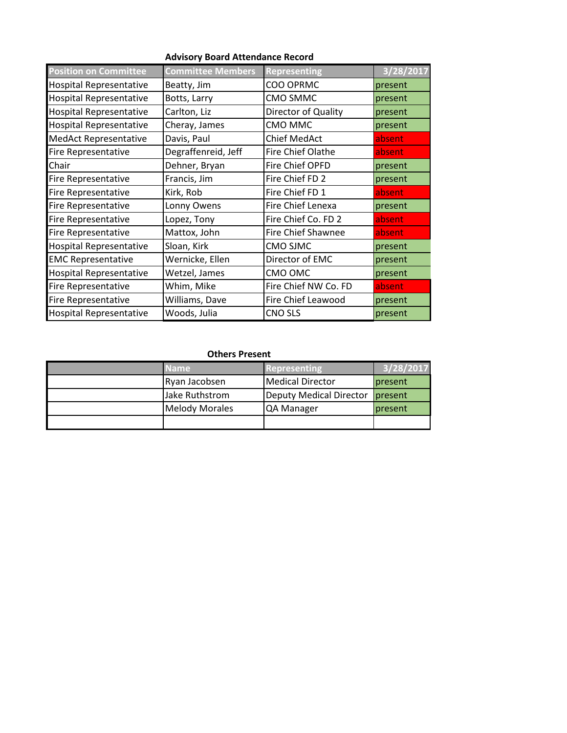## Advisory Board Attendance Record

| Position on Committee | Committee Members | Representing | 3/28/2017 |
|---|---|---|---|
| Hospital Representative | Beatty, Jim | COO OPRMC | present |
| Hospital Representative | Botts, Larry | CMO SMMC | present |
| Hospital Representative | Carlton, Liz | Director of Quality | present |
| Hospital Representative | Cheray, James | CMO MMC | present |
| MedAct Representative | Davis, Paul | Chief MedAct | absent |
| Fire Representative | Degraffenreid, Jeff | Fire Chief Olathe | absent |
| Chair | Dehner, Bryan | Fire Chief OPFD | present |
| Fire Representative | Francis, Jim | Fire Chief FD 2 | present |
| Fire Representative | Kirk, Rob | Fire Chief FD 1 | absent |
| Fire Representative | Lonny Owens | Fire Chief Lenexa | present |
| Fire Representative | Lopez, Tony | Fire Chief Co. FD 2 | absent |
| Fire Representative | Mattox, John | Fire Chief Shawnee | absent |
| Hospital Representative | Sloan, Kirk | CMO SJMC | present |
| EMC Representative | Wernicke, Ellen | Director of EMC | present |
| Hospital Representative | Wetzel, James | CMO OMC | present |
| Fire Representative | Whim, Mike | Fire Chief NW Co. FD | absent |
| Fire Representative | Williams, Dave | Fire Chief Leawood | present |
| Hospital Representative | Woods, Julia | CNO SLS | present |

## Others Present

| | Name | Representing | 3/28/2017 |
|---|---|---|---|
| | Ryan Jacobsen | Medical Director | present |
| | Jake Ruthstrom | Deputy Medical Director | present |
| | Melody Morales | QA Manager | present |
| | | | |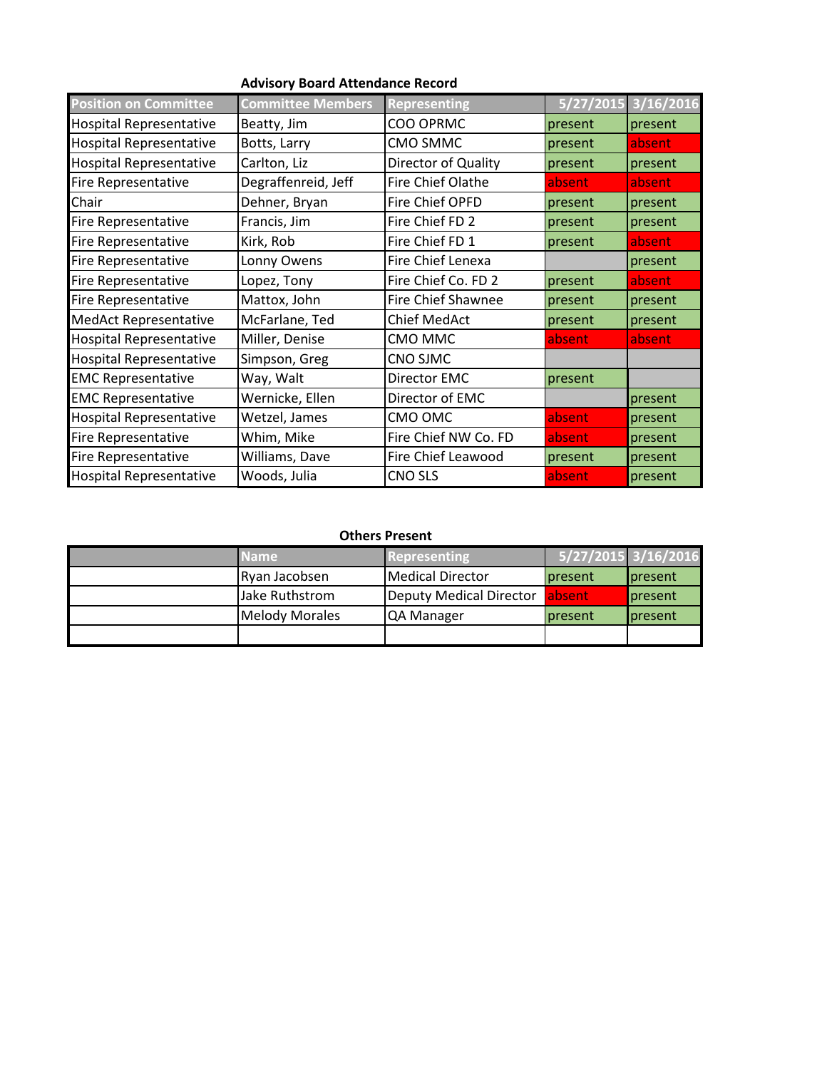**Advisory Board Attendance Record**

| Position on Committee | Committee Members | Representing | 5/27/2015 | 3/16/2016 |
|---|---|---|---|---|
| Hospital Representative | Beatty, Jim | COO OPRMC | present | present |
| Hospital Representative | Botts, Larry | CMO SMMC | present | absent |
| Hospital Representative | Carlton, Liz | Director of Quality | present | present |
| Fire Representative | Degraffenreid, Jeff | Fire Chief Olathe | absent | absent |
| Chair | Dehner, Bryan | Fire Chief OPFD | present | present |
| Fire Representative | Francis, Jim | Fire Chief FD 2 | present | present |
| Fire Representative | Kirk, Rob | Fire Chief FD 1 | present | absent |
| Fire Representative | Lonny Owens | Fire Chief Lenexa | | present |
| Fire Representative | Lopez, Tony | Fire Chief Co. FD 2 | present | absent |
| Fire Representative | Mattox, John | Fire Chief Shawnee | present | present |
| MedAct Representative | McFarlane, Ted | Chief MedAct | present | present |
| Hospital Representative | Miller, Denise | CMO MMC | absent | absent |
| Hospital Representative | Simpson, Greg | CNO SJMC | | |
| EMC Representative | Way, Walt | Director EMC | present | |
| EMC Representative | Wernicke, Ellen | Director of EMC | | present |
| Hospital Representative | Wetzel, James | CMO OMC | absent | present |
| Fire Representative | Whim, Mike | Fire Chief NW Co. FD | absent | present |
| Fire Representative | Williams, Dave | Fire Chief Leawood | present | present |
| Hospital Representative | Woods, Julia | CNO SLS | absent | present |

**Others Present**

| | Name | Representing | 5/27/2015 | 3/16/2016 |
|---|---|---|---|---|
| | Ryan Jacobsen | Medical Director | present | present |
| | Jake Ruthstrom | Deputy Medical Director | absent | present |
| | Melody Morales | QA Manager | present | present |
| | | | | |